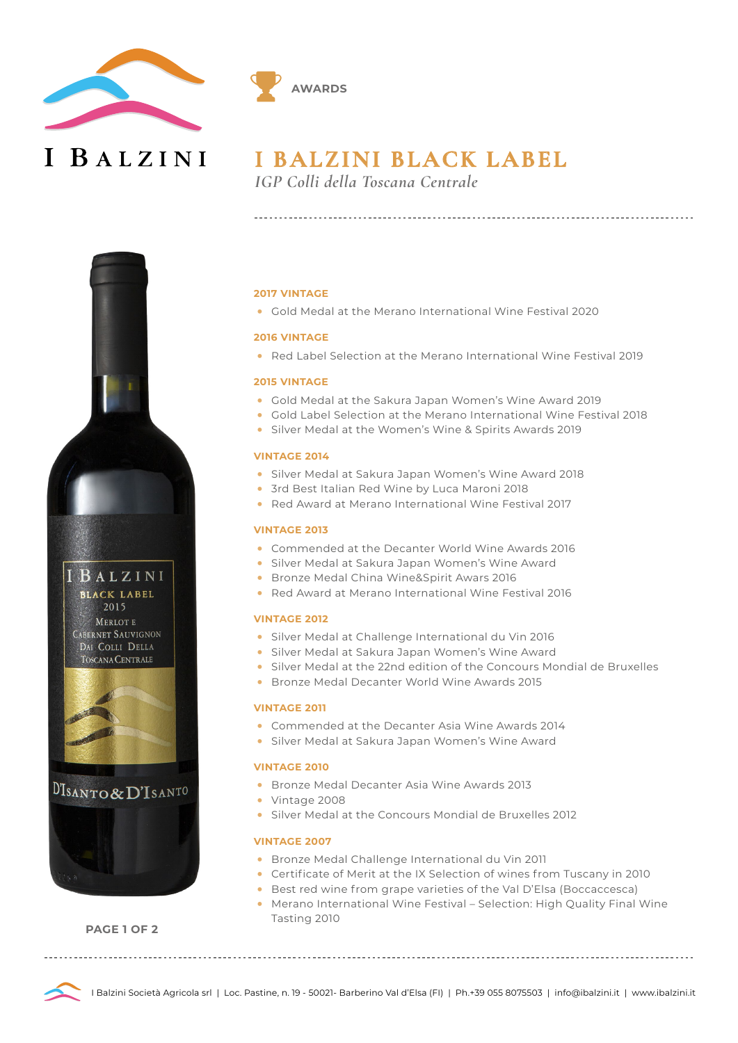# I BALZINI

**AWARDS**

# I BALZINI BLACK LABEL

*IGP Colli della Toscana Centrale*

### 2017 VINTAGE

- Gold Medal at the Merano International Wine Festival 2020

### 2016 VINTAGE

- Red Label Selection at the Merano International Wine Festival 2019

### 2015 VINTAGE

- Gold Medal at the Sakura Japan Women's Wine Award 2019
- Gold Label Selection at the Merano International Wine Festival 2018
- Silver Medal at the Women's Wine & Spirits Awards 2019

### VINTAGE 2014

- Silver Medal at Sakura Japan Women's Wine Award 2018
- 3rd Best Italian Red Wine by Luca Maroni 2018
- Red Award at Merano International Wine Festival 2017

### VINTAGE 2013

- Commended at the Decanter World Wine Awards 2016
- Silver Medal at Sakura Japan Women's Wine Award
- Bronze Medal China Wine&Spirit Awars 2016
- Red Award at Merano International Wine Festival 2016

### VINTAGE 2012

- Silver Medal at Challenge International du Vin 2016
- Silver Medal at Sakura Japan Women's Wine Award
- Silver Medal at the 22nd edition of the Concours Mondial de Bruxelles
- Bronze Medal Decanter World Wine Awards 2015

### VINTAGE 2011

- Commended at the Decanter Asia Wine Awards 2014
- Silver Medal at Sakura Japan Women's Wine Award

### VINTAGE 2010

- Bronze Medal Decanter Asia Wine Awards 2013
- Vintage 2008
- Silver Medal at the Concours Mondial de Bruxelles 2012

### VINTAGE 2007

- Bronze Medal Challenge International du Vin 2011
- Certificate of Merit at the IX Selection of wines from Tuscany in 2010
- Best red wine from grape varieties of the Val D'Elsa (Boccaccesca)
- Merano International Wine Festival – Selection: High Quality Final Wine Tasting 2010

I Balzini Società Agricola srl | Loc. Pastine, n. 19 - 50021- Barberino Val d'Elsa (FI) | Ph.+39 055 8075503 | info@ibalzini.it | www.ibalzini.it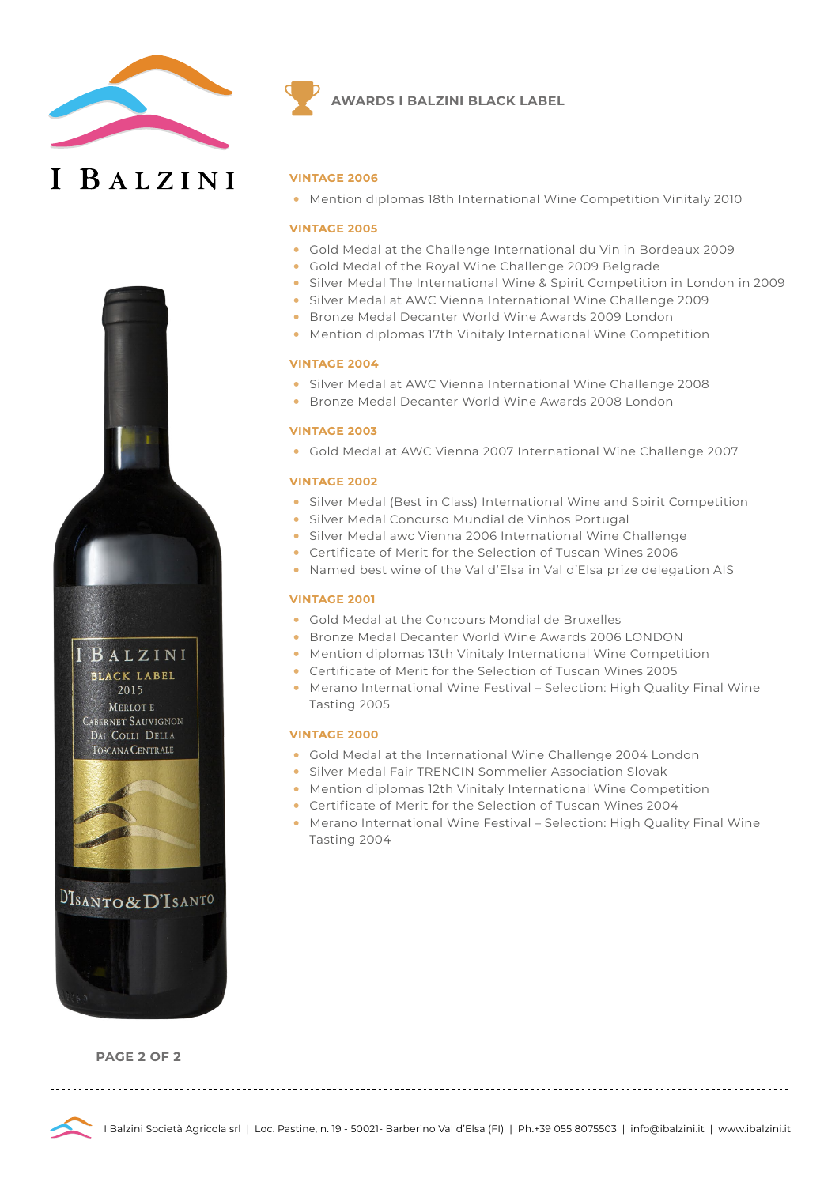# I BALZINI

## AWARDS I BALZINI BLACK LABEL

### VINTAGE 2006

- Mention diplomas 18th International Wine Competition Vinitaly 2010

### VINTAGE 2005

- Gold Medal at the Challenge International du Vin in Bordeaux 2009
- Gold Medal of the Royal Wine Challenge 2009 Belgrade
- Silver Medal The International Wine & Spirit Competition in London in 2009
- Silver Medal at AWC Vienna International Wine Challenge 2009
- Bronze Medal Decanter World Wine Awards 2009 London
- Mention diplomas 17th Vinitaly International Wine Competition

### VINTAGE 2004

- Silver Medal at AWC Vienna International Wine Challenge 2008
- Bronze Medal Decanter World Wine Awards 2008 London

### VINTAGE 2003

- Gold Medal at AWC Vienna 2007 International Wine Challenge 2007

### VINTAGE 2002

- Silver Medal (Best in Class) International Wine and Spirit Competition
- Silver Medal Concurso Mundial de Vinhos Portugal
- Silver Medal awc Vienna 2006 International Wine Challenge
- Certificate of Merit for the Selection of Tuscan Wines 2006
- Named best wine of the Val d'Elsa in Val d'Elsa prize delegation AIS

### VINTAGE 2001

- Gold Medal at the Concours Mondial de Bruxelles
- Bronze Medal Decanter World Wine Awards 2006 LONDON
- Mention diplomas 13th Vinitaly International Wine Competition
- Certificate of Merit for the Selection of Tuscan Wines 2005
- Merano International Wine Festival – Selection: High Quality Final Wine Tasting 2005

### VINTAGE 2000

- Gold Medal at the International Wine Challenge 2004 London
- Silver Medal Fair TRENCIN Sommelier Association Slovak
- Mention diplomas 12th Vinitaly International Wine Competition
- Certificate of Merit for the Selection of Tuscan Wines 2004
- Merano International Wine Festival – Selection: High Quality Final Wine Tasting 2004

I Balzini Società Agricola srl | Loc. Pastine, n. 19 - 50021- Barberino Val d'Elsa (FI) | Ph.+39 055 8075503 | info@ibalzini.it | www.ibalzini.it